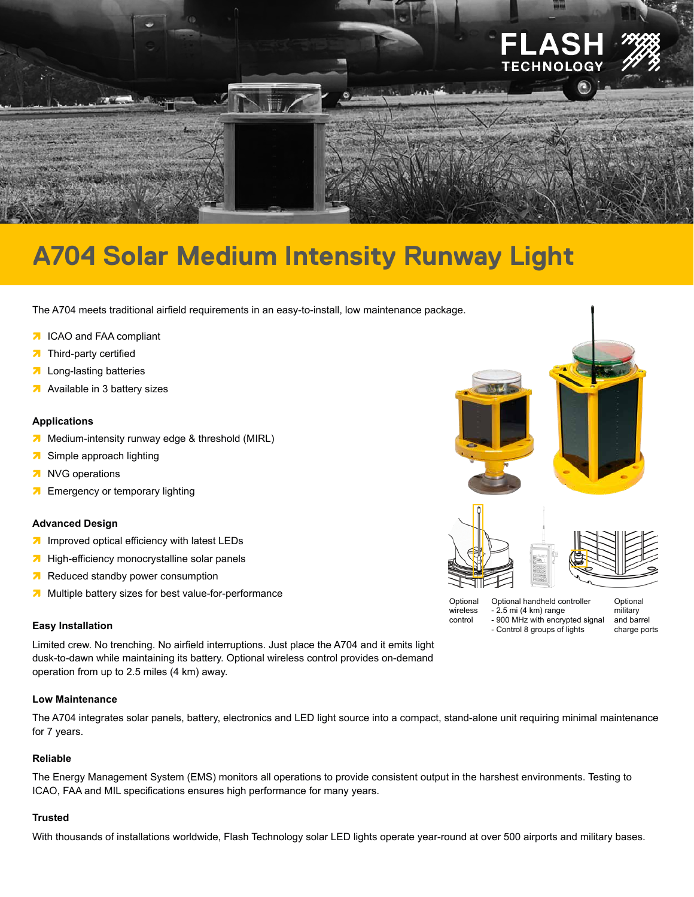# A704 Solar Medium Intensity Runway Light

The A704 meets traditional airfield requirements in an easy-to-install, low maintenance package.

- ICAO and FAA compliant
- Third-party certified
- Long-lasting batteries
- Available in 3 battery sizes

### Applications

- Medium-intensity runway edge & threshold (MIRL)
- Simple approach lighting
- NVG operations
- Emergency or temporary lighting

### Advanced Design

- Improved optical efficiency with latest LEDs
- High-efficiency monocrystalline solar panels
- Reduced standby power consumption
- Multiple battery sizes for best value-for-performance

Optional wireless control

Optional handheld controller
- 2.5 mi (4 km) range
- 900 MHz with encrypted signal
- Control 8 groups of lights

Optional military and barrel charge ports

### Easy Installation

Limited crew. No trenching. No airfield interruptions. Just place the A704 and it emits light dusk-to-dawn while maintaining its battery. Optional wireless control provides on-demand operation from up to 2.5 miles (4 km) away.

### Low Maintenance

The A704 integrates solar panels, battery, electronics and LED light source into a compact, stand-alone unit requiring minimal maintenance for 7 years.

### Reliable

The Energy Management System (EMS) monitors all operations to provide consistent output in the harshest environments. Testing to ICAO, FAA and MIL specifications ensures high performance for many years.

### Trusted

With thousands of installations worldwide, Flash Technology solar LED lights operate year-round at over 500 airports and military bases.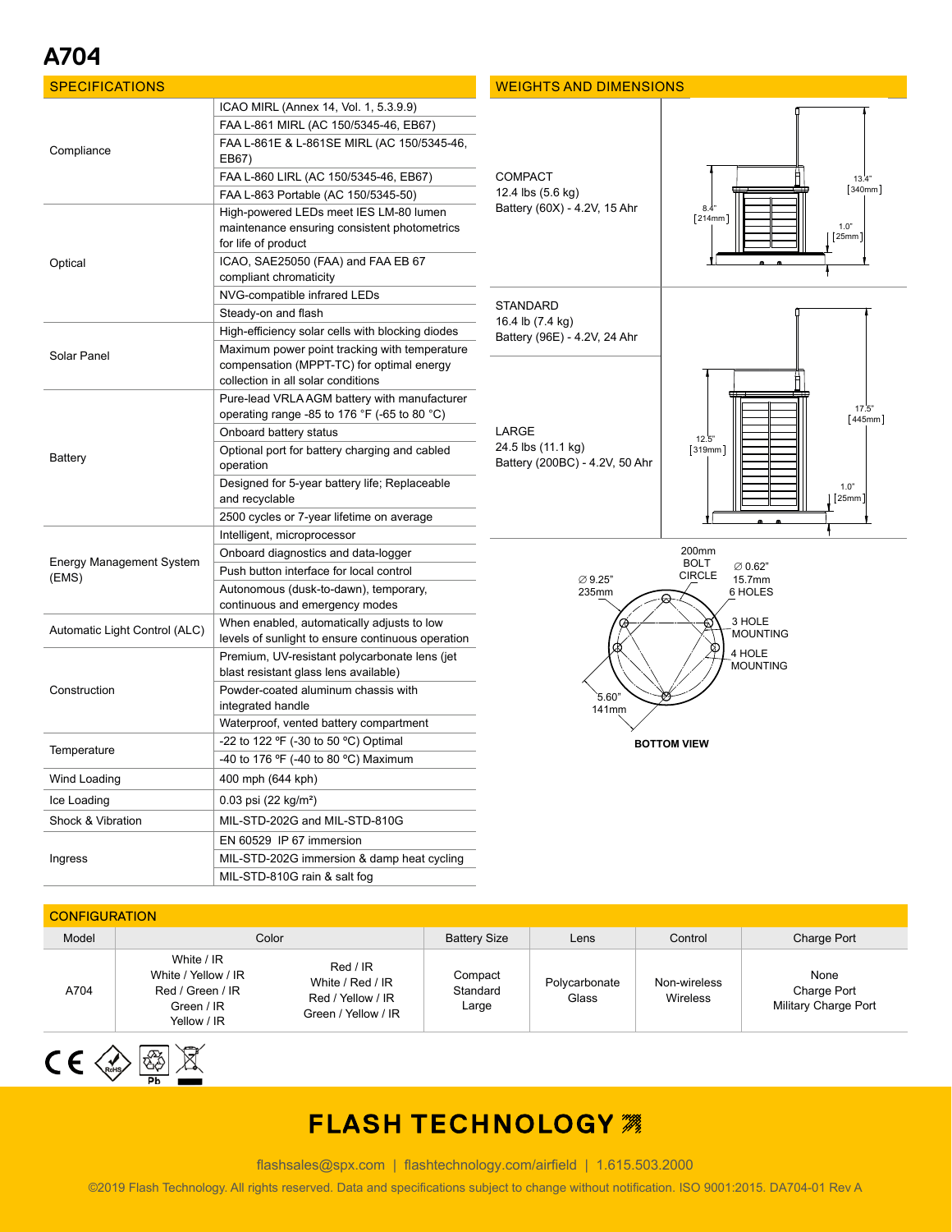# A704

## SPECIFICATIONS

| | |
|---|---|
| Compliance | ICAO MIRL (Annex 14, Vol. 1, 5.3.9.9) |
| | FAA L-861 MIRL (AC 150/5345-46, EB67) |
| | FAA L-861E & L-861SE MIRL (AC 150/5345-46, EB67) |
| | FAA L-860 LIRL (AC 150/5345-46, EB67) |
| | FAA L-863 Portable (AC 150/5345-50) |
| Optical | High-powered LEDs meet IES LM-80 lumen maintenance ensuring consistent photometrics for life of product |
| | ICAO, SAE25050 (FAA) and FAA EB 67 compliant chromaticity |
| | NVG-compatible infrared LEDs |
| | Steady-on and flash |
| Solar Panel | High-efficiency solar cells with blocking diodes |
| | Maximum power point tracking with temperature compensation (MPPT-TC) for optimal energy collection in all solar conditions |
| Battery | Pure-lead VRLA AGM battery with manufacturer operating range -85 to 176 °F (-65 to 80 °C) |
| | Onboard battery status |
| | Optional port for battery charging and cabled operation |
| | Designed for 5-year battery life; Replaceable and recyclable |
| | 2500 cycles or 7-year lifetime on average |
| Energy Management System (EMS) | Intelligent, microprocessor |
| | Onboard diagnostics and data-logger |
| | Push button interface for local control |
| | Autonomous (dusk-to-dawn), temporary, continuous and emergency modes |
| Automatic Light Control (ALC) | When enabled, automatically adjusts to low levels of sunlight to ensure continuous operation |
| Construction | Premium, UV-resistant polycarbonate lens (jet blast resistant glass lens available) |
| | Powder-coated aluminum chassis with integrated handle |
| | Waterproof, vented battery compartment |
| Temperature | -22 to 122 ºF (-30 to 50 ºC) Optimal |
| | -40 to 176 ºF (-40 to 80 ºC) Maximum |
| Wind Loading | 400 mph (644 kph) |
| Ice Loading | 0.03 psi (22 kg/m²) |
| Shock & Vibration | MIL-STD-202G and MIL-STD-810G |
| Ingress | EN 60529 IP 67 immersion |
| | MIL-STD-202G immersion & damp heat cycling |
| | MIL-STD-810G rain & salt fog |

## WEIGHTS AND DIMENSIONS

COMPACT
12.4 lbs (5.6 kg)
Battery (60X) - 4.2V, 15 Ahr

8.4" [214mm]
13.4" [340mm]
1.0" [25mm]

STANDARD
16.4 lb (7.4 kg)
Battery (96E) - 4.2V, 24 Ahr

LARGE
24.5 lbs (11.1 kg)
Battery (200BC) - 4.2V, 50 Ahr

12.5" [319mm]
17.5" [445mm]
1.0" [25mm]

∅ 9.25" 235mm
200mm BOLT CIRCLE
∅ 0.62" 15.7mm 6 HOLES
3 HOLE MOUNTING
4 HOLE MOUNTING
5.60" 141mm

BOTTOM VIEW

## CONFIGURATION

| Model | Color | | Battery Size | Lens | Control | Charge Port |
|---|---|---|---|---|---|---|
| A704 | White / IR<br>White / Yellow / IR<br>Red / Green / IR<br>Green / IR<br>Yellow / IR | Red / IR<br>White / Red / IR<br>Red / Yellow / IR<br>Green / Yellow / IR | Compact<br>Standard<br>Large | Polycarbonate<br>Glass | Non-wireless<br>Wireless | None<br>Charge Port<br>Military Charge Port |

**FLASH TECHNOLOGY**

flashsales@spx.com | flashtechnology.com/airfield | 1.615.503.2000

©2019 Flash Technology. All rights reserved. Data and specifications subject to change without notification. ISO 9001:2015. DA704-01 Rev A